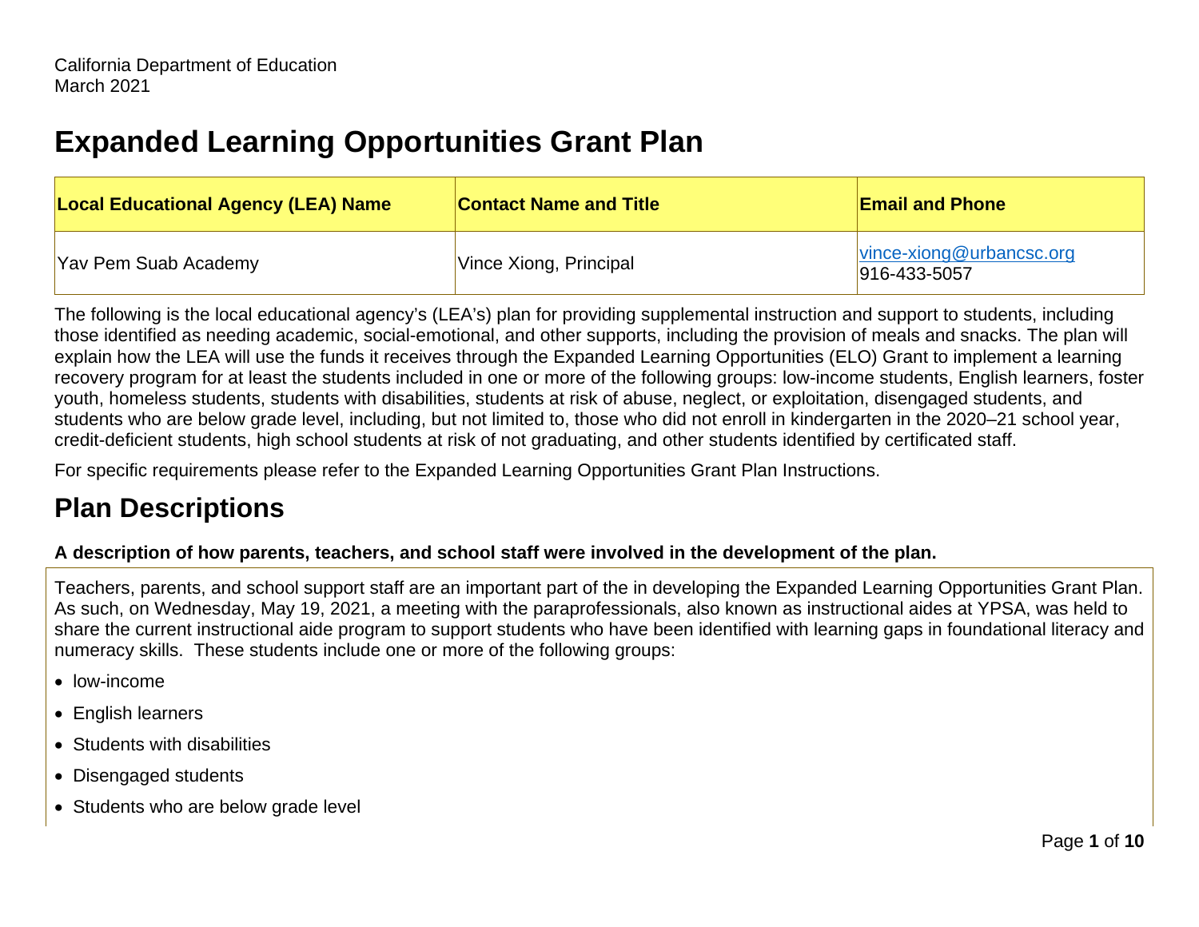California Department of Education
March 2021

# Expanded Learning Opportunities Grant Plan

| Local Educational Agency (LEA) Name | Contact Name and Title | Email and Phone |
| --- | --- | --- |
| Yav Pem Suab Academy | Vince Xiong, Principal | vince-xiong@urbancsc.org<br>916-433-5057 |

The following is the local educational agency's (LEA's) plan for providing supplemental instruction and support to students, including those identified as needing academic, social-emotional, and other supports, including the provision of meals and snacks. The plan will explain how the LEA will use the funds it receives through the Expanded Learning Opportunities (ELO) Grant to implement a learning recovery program for at least the students included in one or more of the following groups: low-income students, English learners, foster youth, homeless students, students with disabilities, students at risk of abuse, neglect, or exploitation, disengaged students, and students who are below grade level, including, but not limited to, those who did not enroll in kindergarten in the 2020–21 school year, credit-deficient students, high school students at risk of not graduating, and other students identified by certificated staff.

For specific requirements please refer to the Expanded Learning Opportunities Grant Plan Instructions.

## Plan Descriptions

**A description of how parents, teachers, and school staff were involved in the development of the plan.**

Teachers, parents, and school support staff are an important part of the in developing the Expanded Learning Opportunities Grant Plan. As such, on Wednesday, May 19, 2021, a meeting with the paraprofessionals, also known as instructional aides at YPSA, was held to share the current instructional aide program to support students who have been identified with learning gaps in foundational literacy and numeracy skills. These students include one or more of the following groups:

- low-income
- English learners
- Students with disabilities
- Disengaged students
- Students who are below grade level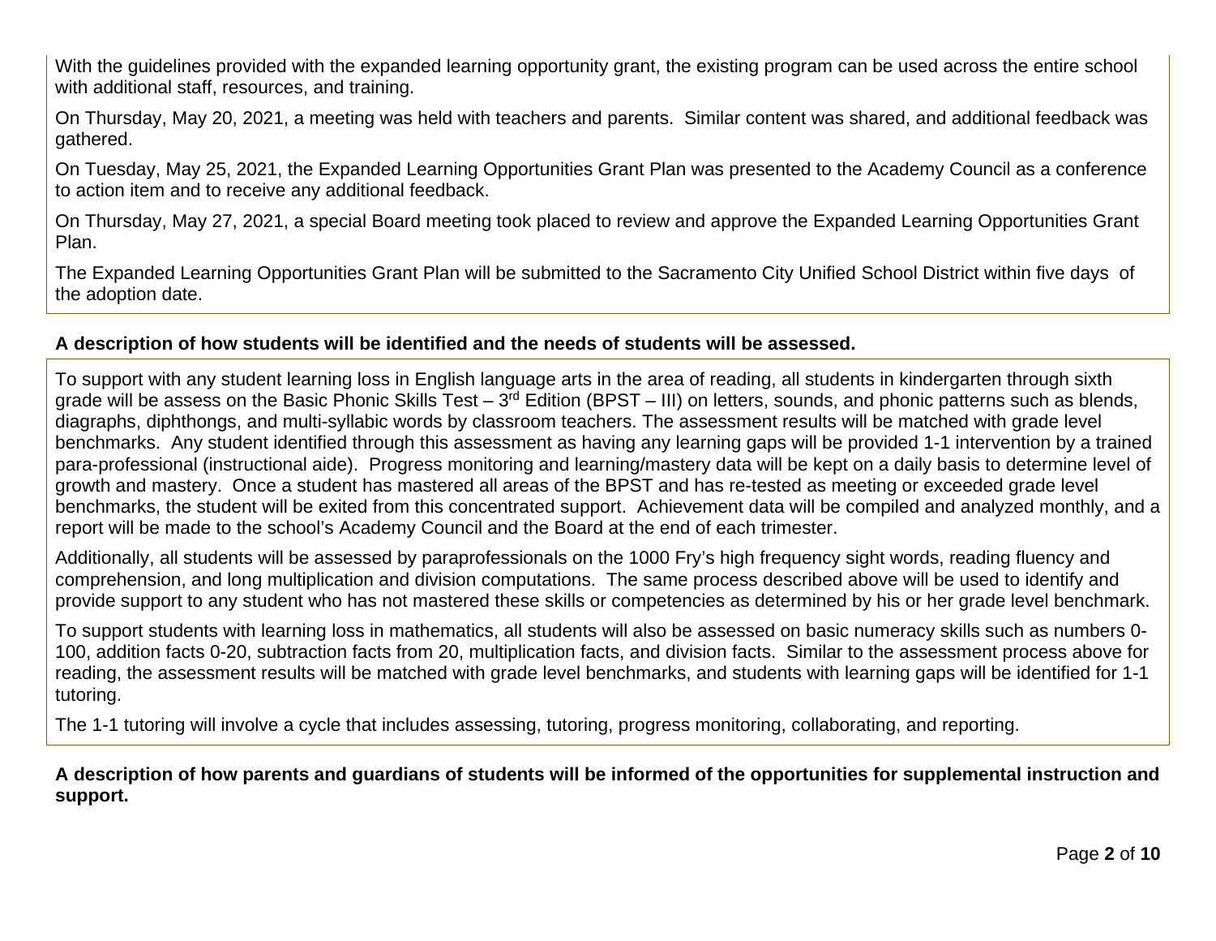With the guidelines provided with the expanded learning opportunity grant, the existing program can be used across the entire school with additional staff, resources, and training.

On Thursday, May 20, 2021, a meeting was held with teachers and parents. Similar content was shared, and additional feedback was gathered.

On Tuesday, May 25, 2021, the Expanded Learning Opportunities Grant Plan was presented to the Academy Council as a conference to action item and to receive any additional feedback.

On Thursday, May 27, 2021, a special Board meeting took placed to review and approve the Expanded Learning Opportunities Grant Plan.

The Expanded Learning Opportunities Grant Plan will be submitted to the Sacramento City Unified School District within five days of the adoption date.

**A description of how students will be identified and the needs of students will be assessed.**

To support with any student learning loss in English language arts in the area of reading, all students in kindergarten through sixth grade will be assess on the Basic Phonic Skills Test – 3rd Edition (BPST – III) on letters, sounds, and phonic patterns such as blends, diagraphs, diphthongs, and multi-syllabic words by classroom teachers. The assessment results will be matched with grade level benchmarks. Any student identified through this assessment as having any learning gaps will be provided 1-1 intervention by a trained para-professional (instructional aide). Progress monitoring and learning/mastery data will be kept on a daily basis to determine level of growth and mastery. Once a student has mastered all areas of the BPST and has re-tested as meeting or exceeded grade level benchmarks, the student will be exited from this concentrated support. Achievement data will be compiled and analyzed monthly, and a report will be made to the school's Academy Council and the Board at the end of each trimester.

Additionally, all students will be assessed by paraprofessionals on the 1000 Fry's high frequency sight words, reading fluency and comprehension, and long multiplication and division computations. The same process described above will be used to identify and provide support to any student who has not mastered these skills or competencies as determined by his or her grade level benchmark.

To support students with learning loss in mathematics, all students will also be assessed on basic numeracy skills such as numbers 0-100, addition facts 0-20, subtraction facts from 20, multiplication facts, and division facts. Similar to the assessment process above for reading, the assessment results will be matched with grade level benchmarks, and students with learning gaps will be identified for 1-1 tutoring.

The 1-1 tutoring will involve a cycle that includes assessing, tutoring, progress monitoring, collaborating, and reporting.

**A description of how parents and guardians of students will be informed of the opportunities for supplemental instruction and support.**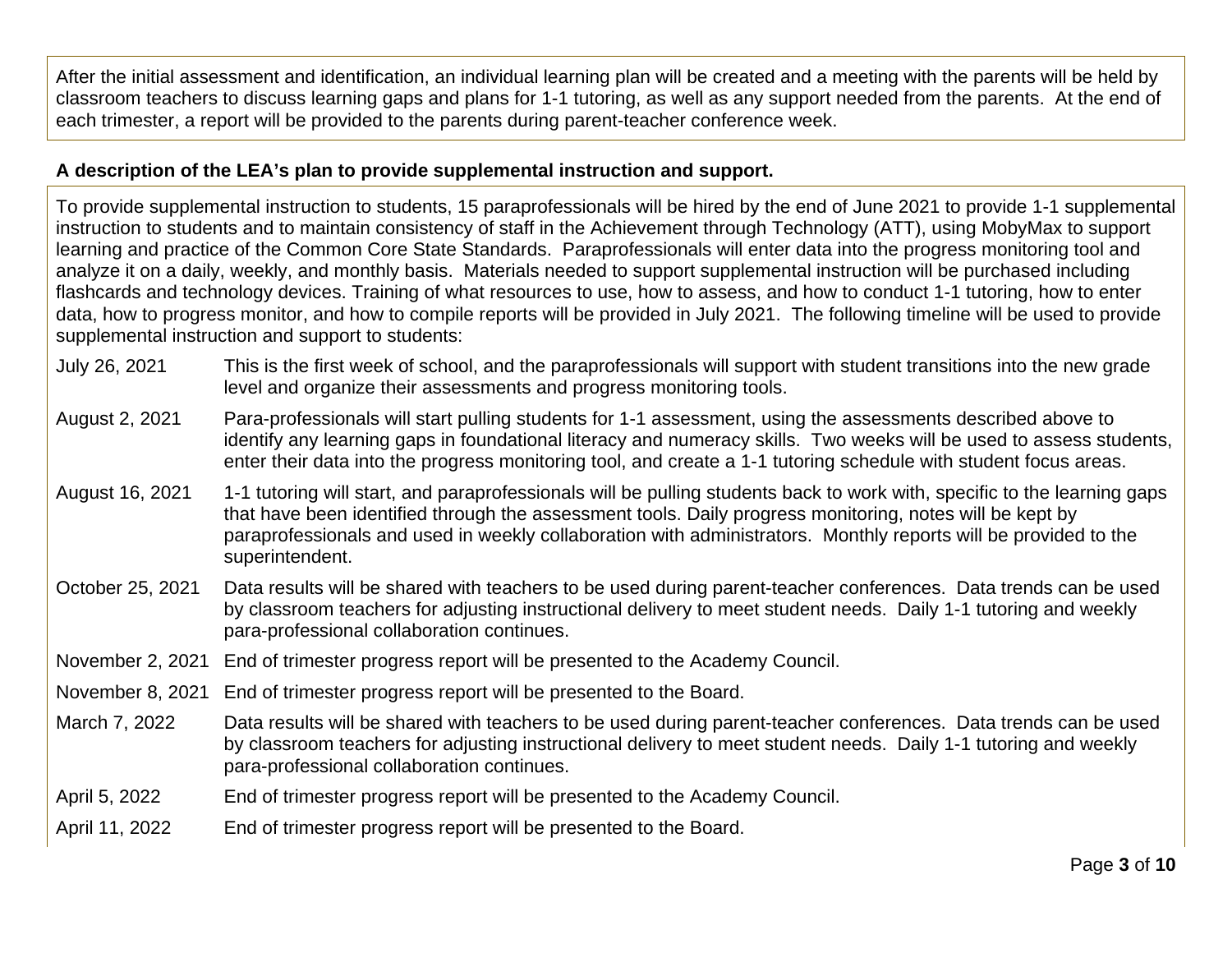After the initial assessment and identification, an individual learning plan will be created and a meeting with the parents will be held by classroom teachers to discuss learning gaps and plans for 1-1 tutoring, as well as any support needed from the parents. At the end of each trimester, a report will be provided to the parents during parent-teacher conference week.

**A description of the LEA's plan to provide supplemental instruction and support.**

To provide supplemental instruction to students, 15 paraprofessionals will be hired by the end of June 2021 to provide 1-1 supplemental instruction to students and to maintain consistency of staff in the Achievement through Technology (ATT), using MobyMax to support learning and practice of the Common Core State Standards. Paraprofessionals will enter data into the progress monitoring tool and analyze it on a daily, weekly, and monthly basis. Materials needed to support supplemental instruction will be purchased including flashcards and technology devices. Training of what resources to use, how to assess, and how to conduct 1-1 tutoring, how to enter data, how to progress monitor, and how to compile reports will be provided in July 2021. The following timeline will be used to provide supplemental instruction and support to students:

| | |
|---|---|
| July 26, 2021 | This is the first week of school, and the paraprofessionals will support with student transitions into the new grade level and organize their assessments and progress monitoring tools. |
| August 2, 2021 | Para-professionals will start pulling students for 1-1 assessment, using the assessments described above to identify any learning gaps in foundational literacy and numeracy skills. Two weeks will be used to assess students, enter their data into the progress monitoring tool, and create a 1-1 tutoring schedule with student focus areas. |
| August 16, 2021 | 1-1 tutoring will start, and paraprofessionals will be pulling students back to work with, specific to the learning gaps that have been identified through the assessment tools. Daily progress monitoring, notes will be kept by paraprofessionals and used in weekly collaboration with administrators. Monthly reports will be provided to the superintendent. |
| October 25, 2021 | Data results will be shared with teachers to be used during parent-teacher conferences. Data trends can be used by classroom teachers for adjusting instructional delivery to meet student needs. Daily 1-1 tutoring and weekly para-professional collaboration continues. |
| November 2, 2021 | End of trimester progress report will be presented to the Academy Council. |
| November 8, 2021 | End of trimester progress report will be presented to the Board. |
| March 7, 2022 | Data results will be shared with teachers to be used during parent-teacher conferences. Data trends can be used by classroom teachers for adjusting instructional delivery to meet student needs. Daily 1-1 tutoring and weekly para-professional collaboration continues. |
| April 5, 2022 | End of trimester progress report will be presented to the Academy Council. |
| April 11, 2022 | End of trimester progress report will be presented to the Board. |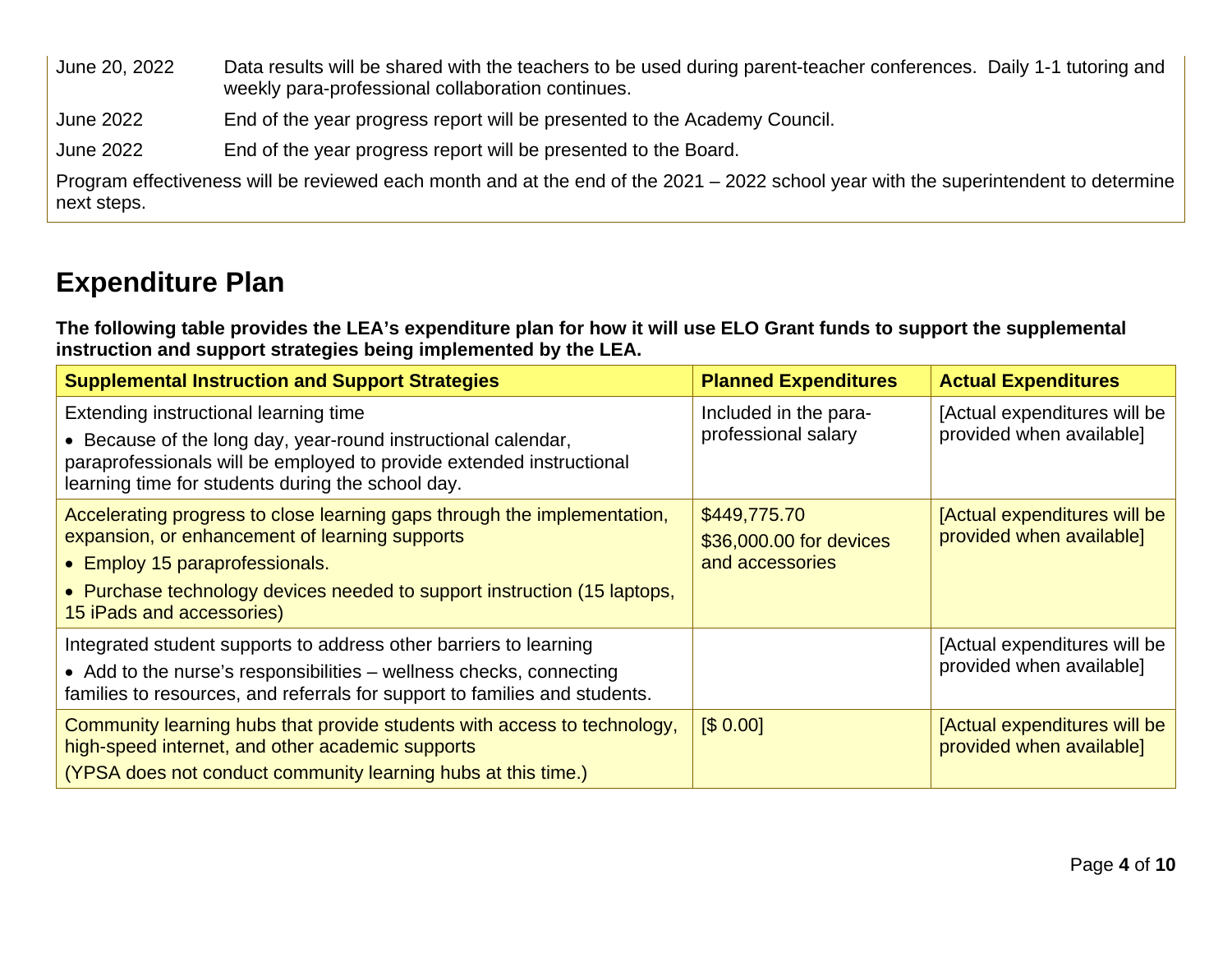| | |
|---|---|
| June 20, 2022 | Data results will be shared with the teachers to be used during parent-teacher conferences. Daily 1-1 tutoring and weekly para-professional collaboration continues. |
| June 2022 | End of the year progress report will be presented to the Academy Council. |
| June 2022 | End of the year progress report will be presented to the Board. |

Program effectiveness will be reviewed each month and at the end of the 2021 – 2022 school year with the superintendent to determine next steps.

## Expenditure Plan

**The following table provides the LEA's expenditure plan for how it will use ELO Grant funds to support the supplemental instruction and support strategies being implemented by the LEA.**

| Supplemental Instruction and Support Strategies | Planned Expenditures | Actual Expenditures |
|---|---|---|
| Extending instructional learning time<br>• Because of the long day, year-round instructional calendar, paraprofessionals will be employed to provide extended instructional learning time for students during the school day. | Included in the para-professional salary | [Actual expenditures will be provided when available] |
| Accelerating progress to close learning gaps through the implementation, expansion, or enhancement of learning supports<br>• Employ 15 paraprofessionals.<br>• Purchase technology devices needed to support instruction (15 laptops, 15 iPads and accessories) | $449,775.70<br>$36,000.00 for devices and accessories | [Actual expenditures will be provided when available] |
| Integrated student supports to address other barriers to learning<br>• Add to the nurse's responsibilities – wellness checks, connecting families to resources, and referrals for support to families and students. | | [Actual expenditures will be provided when available] |
| Community learning hubs that provide students with access to technology, high-speed internet, and other academic supports<br>(YPSA does not conduct community learning hubs at this time.) | [$ 0.00] | [Actual expenditures will be provided when available] |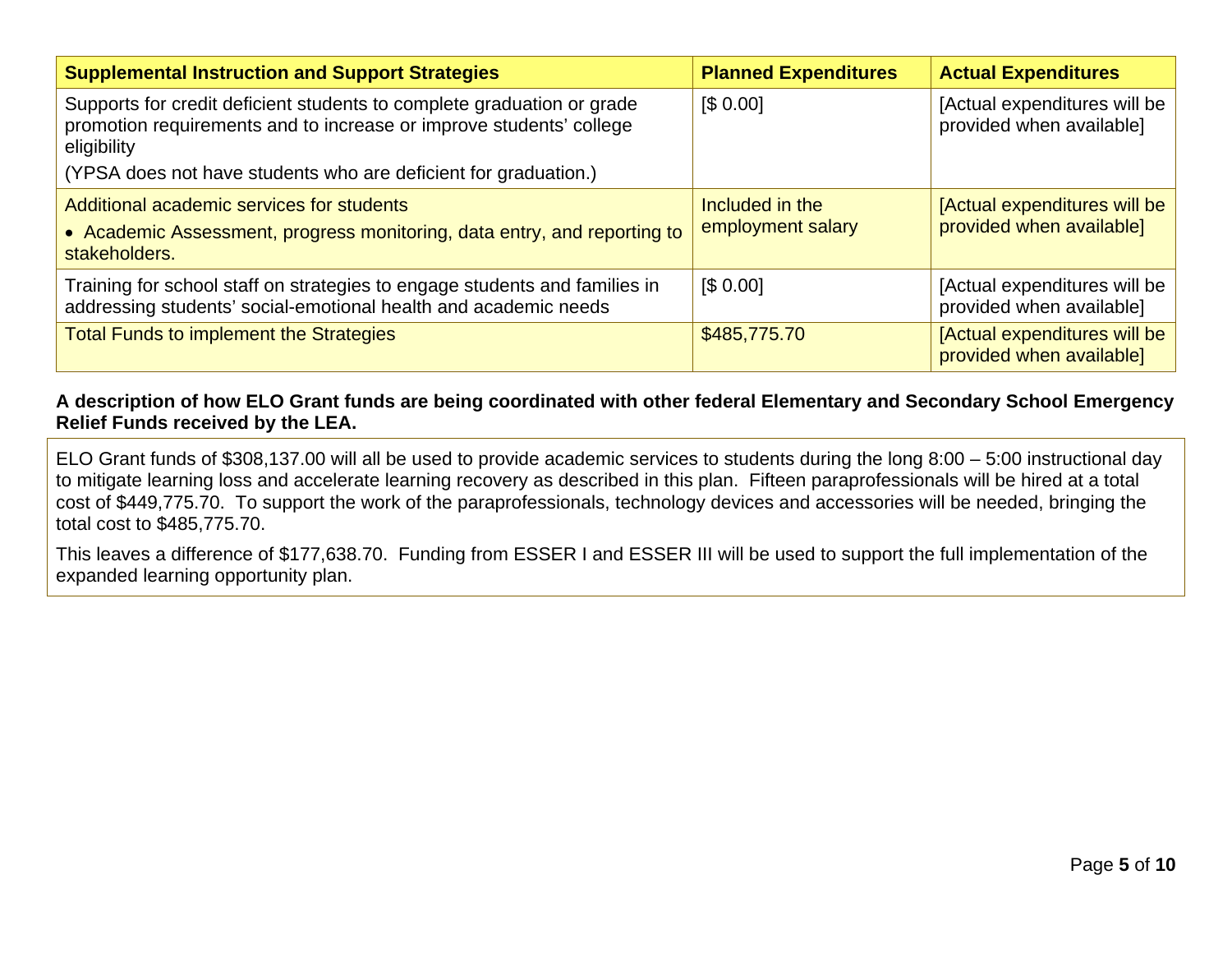| Supplemental Instruction and Support Strategies | Planned Expenditures | Actual Expenditures |
|---|---|---|
| Supports for credit deficient students to complete graduation or grade promotion requirements and to increase or improve students' college eligibility<br>(YPSA does not have students who are deficient for graduation.) | [$ 0.00] | [Actual expenditures will be provided when available] |
| Additional academic services for students<br>• Academic Assessment, progress monitoring, data entry, and reporting to stakeholders. | Included in the employment salary | [Actual expenditures will be provided when available] |
| Training for school staff on strategies to engage students and families in addressing students' social-emotional health and academic needs | [$ 0.00] | [Actual expenditures will be provided when available] |
| Total Funds to implement the Strategies | $485,775.70 | [Actual expenditures will be provided when available] |

**A description of how ELO Grant funds are being coordinated with other federal Elementary and Secondary School Emergency Relief Funds received by the LEA.**

ELO Grant funds of $308,137.00 will all be used to provide academic services to students during the long 8:00 – 5:00 instructional day to mitigate learning loss and accelerate learning recovery as described in this plan. Fifteen paraprofessionals will be hired at a total cost of $449,775.70. To support the work of the paraprofessionals, technology devices and accessories will be needed, bringing the total cost to $485,775.70.

This leaves a difference of $177,638.70. Funding from ESSER I and ESSER III will be used to support the full implementation of the expanded learning opportunity plan.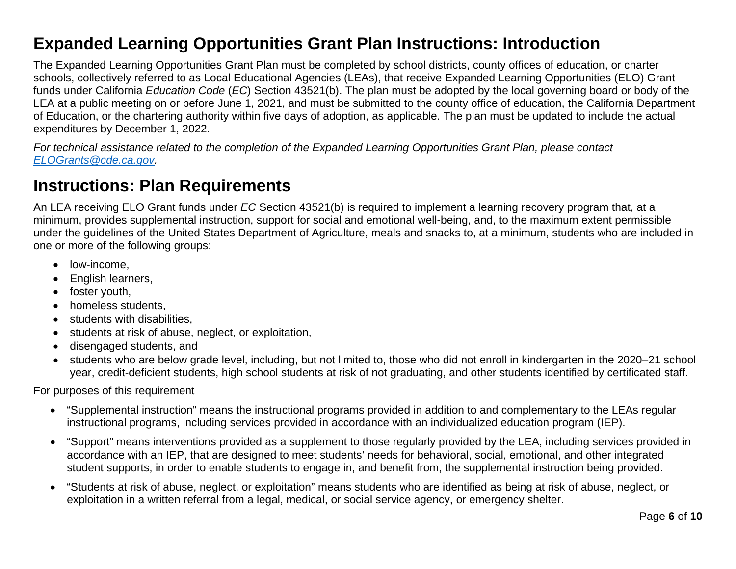# Expanded Learning Opportunities Grant Plan Instructions: Introduction

The Expanded Learning Opportunities Grant Plan must be completed by school districts, county offices of education, or charter schools, collectively referred to as Local Educational Agencies (LEAs), that receive Expanded Learning Opportunities (ELO) Grant funds under California *Education Code* (*EC*) Section 43521(b). The plan must be adopted by the local governing board or body of the LEA at a public meeting on or before June 1, 2021, and must be submitted to the county office of education, the California Department of Education, or the chartering authority within five days of adoption, as applicable. The plan must be updated to include the actual expenditures by December 1, 2022.

*For technical assistance related to the completion of the Expanded Learning Opportunities Grant Plan, please contact [ELOGrants@cde.ca.gov](mailto:ELOGrants@cde.ca.gov).*

# Instructions: Plan Requirements

An LEA receiving ELO Grant funds under *EC* Section 43521(b) is required to implement a learning recovery program that, at a minimum, provides supplemental instruction, support for social and emotional well-being, and, to the maximum extent permissible under the guidelines of the United States Department of Agriculture, meals and snacks to, at a minimum, students who are included in one or more of the following groups:

- low-income,
- English learners,
- foster youth,
- homeless students,
- students with disabilities,
- students at risk of abuse, neglect, or exploitation,
- disengaged students, and
- students who are below grade level, including, but not limited to, those who did not enroll in kindergarten in the 2020–21 school year, credit-deficient students, high school students at risk of not graduating, and other students identified by certificated staff.

For purposes of this requirement

- "Supplemental instruction" means the instructional programs provided in addition to and complementary to the LEAs regular instructional programs, including services provided in accordance with an individualized education program (IEP).
- "Support" means interventions provided as a supplement to those regularly provided by the LEA, including services provided in accordance with an IEP, that are designed to meet students' needs for behavioral, social, emotional, and other integrated student supports, in order to enable students to engage in, and benefit from, the supplemental instruction being provided.
- "Students at risk of abuse, neglect, or exploitation" means students who are identified as being at risk of abuse, neglect, or exploitation in a written referral from a legal, medical, or social service agency, or emergency shelter.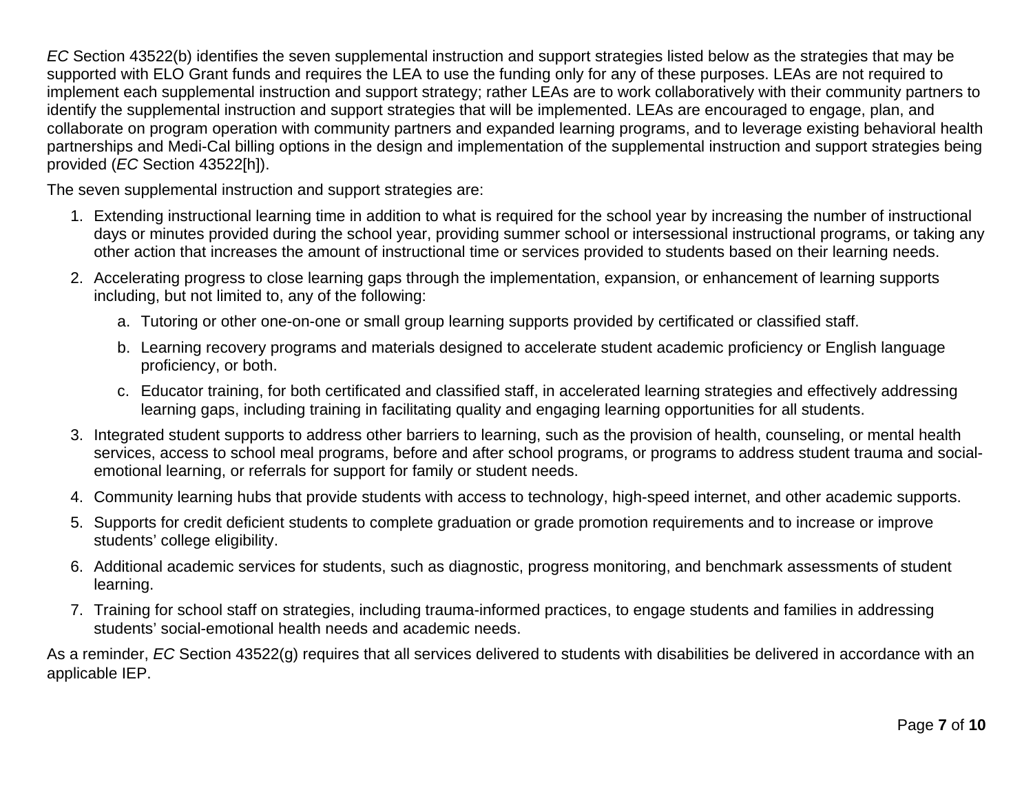*EC* Section 43522(b) identifies the seven supplemental instruction and support strategies listed below as the strategies that may be supported with ELO Grant funds and requires the LEA to use the funding only for any of these purposes. LEAs are not required to implement each supplemental instruction and support strategy; rather LEAs are to work collaboratively with their community partners to identify the supplemental instruction and support strategies that will be implemented. LEAs are encouraged to engage, plan, and collaborate on program operation with community partners and expanded learning programs, and to leverage existing behavioral health partnerships and Medi-Cal billing options in the design and implementation of the supplemental instruction and support strategies being provided (*EC* Section 43522[h]).

The seven supplemental instruction and support strategies are:

1. Extending instructional learning time in addition to what is required for the school year by increasing the number of instructional days or minutes provided during the school year, providing summer school or intersessional instructional programs, or taking any other action that increases the amount of instructional time or services provided to students based on their learning needs.
2. Accelerating progress to close learning gaps through the implementation, expansion, or enhancement of learning supports including, but not limited to, any of the following:
    a. Tutoring or other one-on-one or small group learning supports provided by certificated or classified staff.
    b. Learning recovery programs and materials designed to accelerate student academic proficiency or English language proficiency, or both.
    c. Educator training, for both certificated and classified staff, in accelerated learning strategies and effectively addressing learning gaps, including training in facilitating quality and engaging learning opportunities for all students.
3. Integrated student supports to address other barriers to learning, such as the provision of health, counseling, or mental health services, access to school meal programs, before and after school programs, or programs to address student trauma and social-emotional learning, or referrals for support for family or student needs.
4. Community learning hubs that provide students with access to technology, high-speed internet, and other academic supports.
5. Supports for credit deficient students to complete graduation or grade promotion requirements and to increase or improve students' college eligibility.
6. Additional academic services for students, such as diagnostic, progress monitoring, and benchmark assessments of student learning.
7. Training for school staff on strategies, including trauma-informed practices, to engage students and families in addressing students' social-emotional health needs and academic needs.

As a reminder, *EC* Section 43522(g) requires that all services delivered to students with disabilities be delivered in accordance with an applicable IEP.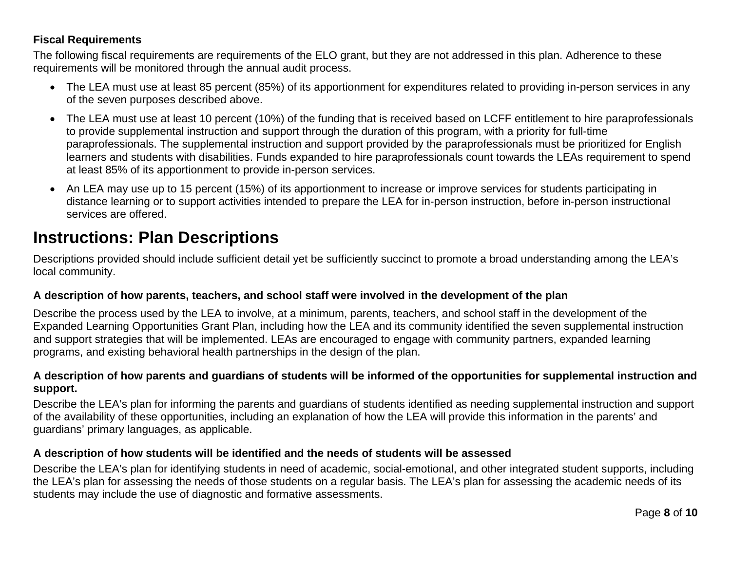**Fiscal Requirements**

The following fiscal requirements are requirements of the ELO grant, but they are not addressed in this plan. Adherence to these requirements will be monitored through the annual audit process.

- The LEA must use at least 85 percent (85%) of its apportionment for expenditures related to providing in-person services in any of the seven purposes described above.
- The LEA must use at least 10 percent (10%) of the funding that is received based on LCFF entitlement to hire paraprofessionals to provide supplemental instruction and support through the duration of this program, with a priority for full-time paraprofessionals. The supplemental instruction and support provided by the paraprofessionals must be prioritized for English learners and students with disabilities. Funds expanded to hire paraprofessionals count towards the LEAs requirement to spend at least 85% of its apportionment to provide in-person services.
- An LEA may use up to 15 percent (15%) of its apportionment to increase or improve services for students participating in distance learning or to support activities intended to prepare the LEA for in-person instruction, before in-person instructional services are offered.

# Instructions: Plan Descriptions

Descriptions provided should include sufficient detail yet be sufficiently succinct to promote a broad understanding among the LEA's local community.

### A description of how parents, teachers, and school staff were involved in the development of the plan

Describe the process used by the LEA to involve, at a minimum, parents, teachers, and school staff in the development of the Expanded Learning Opportunities Grant Plan, including how the LEA and its community identified the seven supplemental instruction and support strategies that will be implemented. LEAs are encouraged to engage with community partners, expanded learning programs, and existing behavioral health partnerships in the design of the plan.

### A description of how parents and guardians of students will be informed of the opportunities for supplemental instruction and support.

Describe the LEA's plan for informing the parents and guardians of students identified as needing supplemental instruction and support of the availability of these opportunities, including an explanation of how the LEA will provide this information in the parents' and guardians' primary languages, as applicable.

### A description of how students will be identified and the needs of students will be assessed

Describe the LEA's plan for identifying students in need of academic, social-emotional, and other integrated student supports, including the LEA's plan for assessing the needs of those students on a regular basis. The LEA's plan for assessing the academic needs of its students may include the use of diagnostic and formative assessments.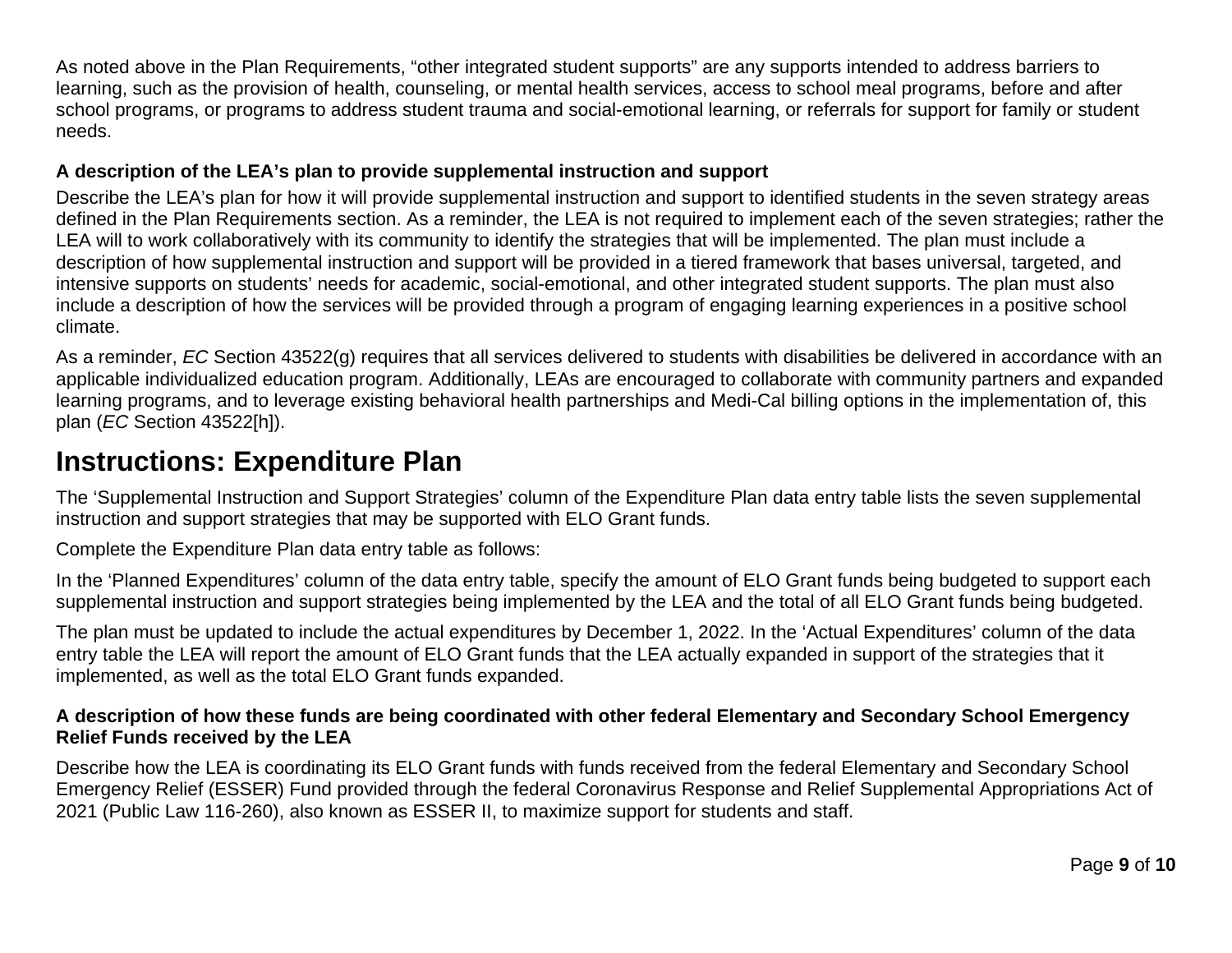As noted above in the Plan Requirements, "other integrated student supports" are any supports intended to address barriers to learning, such as the provision of health, counseling, or mental health services, access to school meal programs, before and after school programs, or programs to address student trauma and social-emotional learning, or referrals for support for family or student needs.

**A description of the LEA's plan to provide supplemental instruction and support**

Describe the LEA's plan for how it will provide supplemental instruction and support to identified students in the seven strategy areas defined in the Plan Requirements section. As a reminder, the LEA is not required to implement each of the seven strategies; rather the LEA will to work collaboratively with its community to identify the strategies that will be implemented. The plan must include a description of how supplemental instruction and support will be provided in a tiered framework that bases universal, targeted, and intensive supports on students' needs for academic, social-emotional, and other integrated student supports. The plan must also include a description of how the services will be provided through a program of engaging learning experiences in a positive school climate.

As a reminder, *EC* Section 43522(g) requires that all services delivered to students with disabilities be delivered in accordance with an applicable individualized education program. Additionally, LEAs are encouraged to collaborate with community partners and expanded learning programs, and to leverage existing behavioral health partnerships and Medi-Cal billing options in the implementation of, this plan (*EC* Section 43522[h]).

# Instructions: Expenditure Plan

The 'Supplemental Instruction and Support Strategies' column of the Expenditure Plan data entry table lists the seven supplemental instruction and support strategies that may be supported with ELO Grant funds.

Complete the Expenditure Plan data entry table as follows:

In the 'Planned Expenditures' column of the data entry table, specify the amount of ELO Grant funds being budgeted to support each supplemental instruction and support strategies being implemented by the LEA and the total of all ELO Grant funds being budgeted.

The plan must be updated to include the actual expenditures by December 1, 2022. In the 'Actual Expenditures' column of the data entry table the LEA will report the amount of ELO Grant funds that the LEA actually expanded in support of the strategies that it implemented, as well as the total ELO Grant funds expanded.

**A description of how these funds are being coordinated with other federal Elementary and Secondary School Emergency Relief Funds received by the LEA**

Describe how the LEA is coordinating its ELO Grant funds with funds received from the federal Elementary and Secondary School Emergency Relief (ESSER) Fund provided through the federal Coronavirus Response and Relief Supplemental Appropriations Act of 2021 (Public Law 116-260), also known as ESSER II, to maximize support for students and staff.